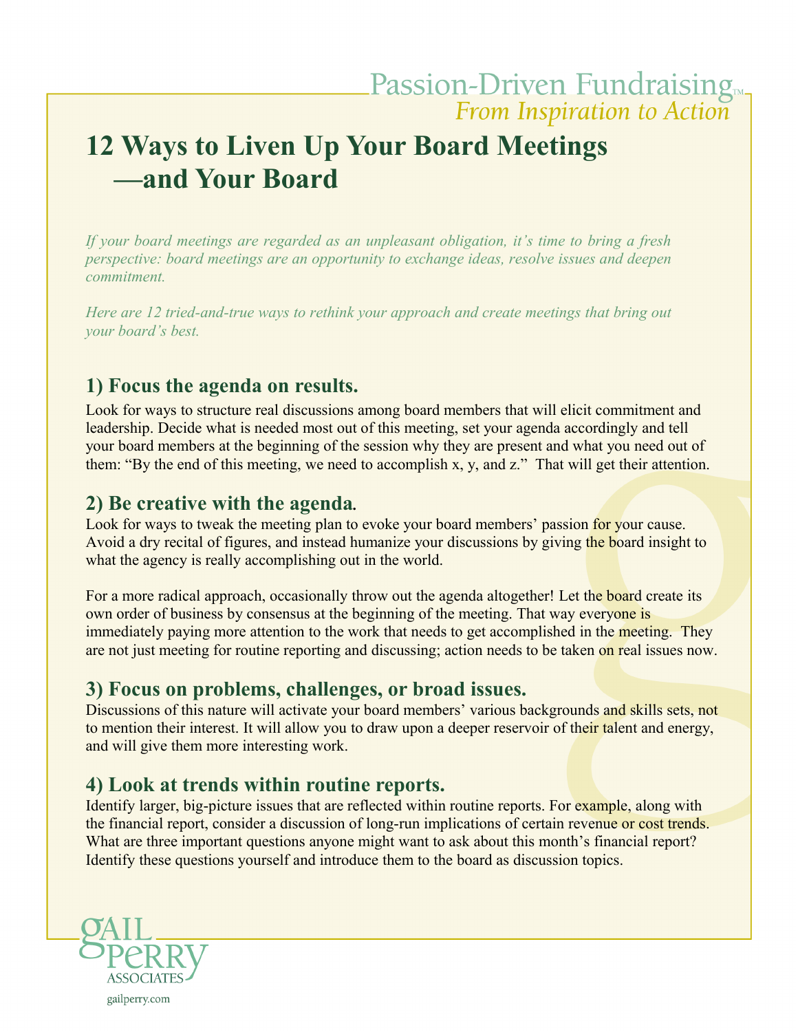Passion-Driven Fundraising™
*From Inspiration to Action*

# 12 Ways to Liven Up Your Board Meetings —and Your Board

*If your board meetings are regarded as an unpleasant obligation, it's time to bring a fresh perspective: board meetings are an opportunity to exchange ideas, resolve issues and deepen commitment.*

*Here are 12 tried-and-true ways to rethink your approach and create meetings that bring out your board's best.*

## 1) Focus the agenda on results.

Look for ways to structure real discussions among board members that will elicit commitment and leadership. Decide what is needed most out of this meeting, set your agenda accordingly and tell your board members at the beginning of the session why they are present and what you need out of them: "By the end of this meeting, we need to accomplish x, y, and z." That will get their attention.

## 2) Be creative with the agenda.

Look for ways to tweak the meeting plan to evoke your board members' passion for your cause. Avoid a dry recital of figures, and instead humanize your discussions by giving the board insight to what the agency is really accomplishing out in the world.

For a more radical approach, occasionally throw out the agenda altogether! Let the board create its own order of business by consensus at the beginning of the meeting. That way everyone is immediately paying more attention to the work that needs to get accomplished in the meeting. They are not just meeting for routine reporting and discussing; action needs to be taken on real issues now.

## 3) Focus on problems, challenges, or broad issues.

Discussions of this nature will activate your board members' various backgrounds and skills sets, not to mention their interest. It will allow you to draw upon a deeper reservoir of their talent and energy, and will give them more interesting work.

## 4) Look at trends within routine reports.

Identify larger, big-picture issues that are reflected within routine reports. For example, along with the financial report, consider a discussion of long-run implications of certain revenue or cost trends. What are three important questions anyone might want to ask about this month's financial report? Identify these questions yourself and introduce them to the board as discussion topics.

Gail Perry Associates
gailperry.com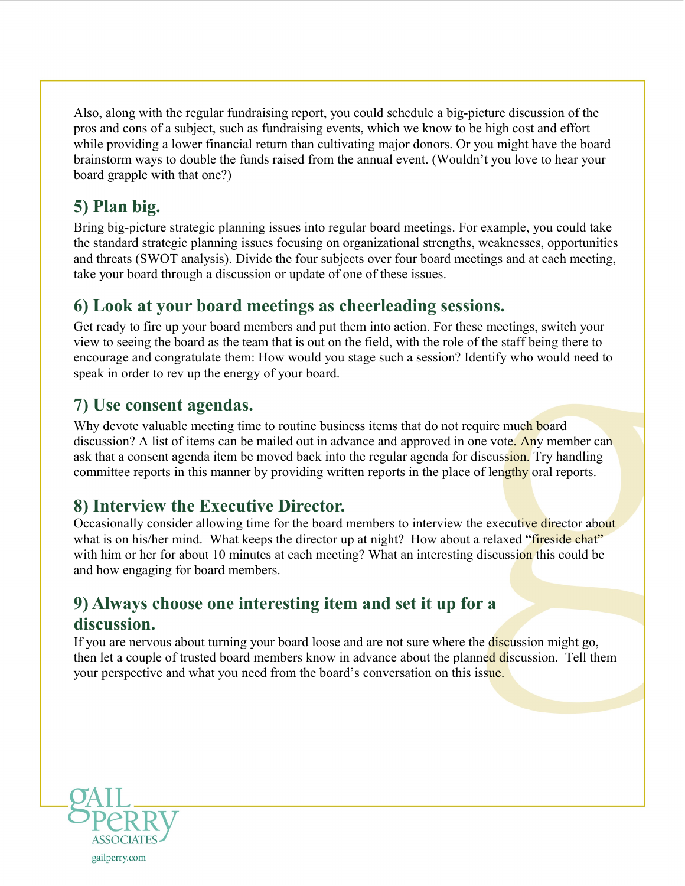Also, along with the regular fundraising report, you could schedule a big-picture discussion of the pros and cons of a subject, such as fundraising events, which we know to be high cost and effort while providing a lower financial return than cultivating major donors. Or you might have the board brainstorm ways to double the funds raised from the annual event. (Wouldn't you love to hear your board grapple with that one?)

## 5) Plan big.

Bring big-picture strategic planning issues into regular board meetings. For example, you could take the standard strategic planning issues focusing on organizational strengths, weaknesses, opportunities and threats (SWOT analysis). Divide the four subjects over four board meetings and at each meeting, take your board through a discussion or update of one of these issues.

## 6) Look at your board meetings as cheerleading sessions.

Get ready to fire up your board members and put them into action. For these meetings, switch your view to seeing the board as the team that is out on the field, with the role of the staff being there to encourage and congratulate them: How would you stage such a session? Identify who would need to speak in order to rev up the energy of your board.

## 7) Use consent agendas.

Why devote valuable meeting time to routine business items that do not require much board discussion? A list of items can be mailed out in advance and approved in one vote. Any member can ask that a consent agenda item be moved back into the regular agenda for discussion. Try handling committee reports in this manner by providing written reports in the place of lengthy oral reports.

## 8) Interview the Executive Director.

Occasionally consider allowing time for the board members to interview the executive director about what is on his/her mind. What keeps the director up at night? How about a relaxed "fireside chat" with him or her for about 10 minutes at each meeting? What an interesting discussion this could be and how engaging for board members.

## 9) Always choose one interesting item and set it up for a discussion.

If you are nervous about turning your board loose and are not sure where the discussion might go, then let a couple of trusted board members know in advance about the planned discussion. Tell them your perspective and what you need from the board's conversation on this issue.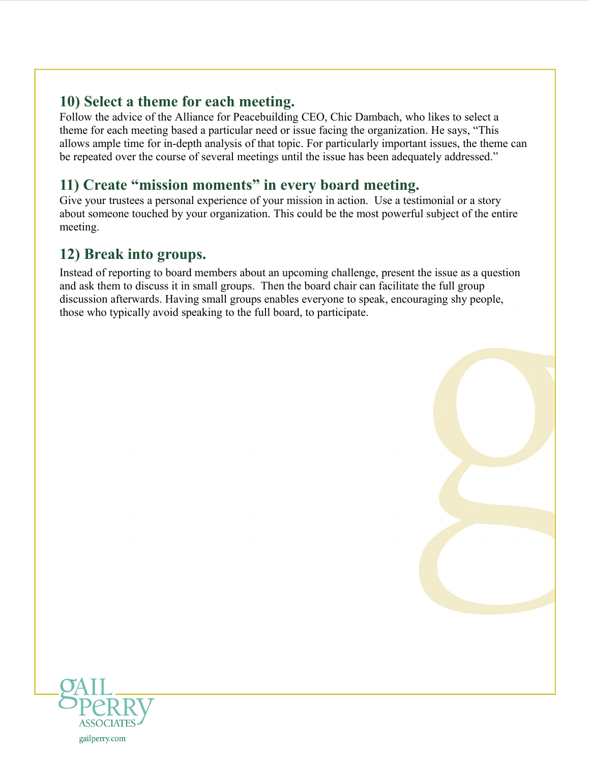## 10) Select a theme for each meeting.

Follow the advice of the Alliance for Peacebuilding CEO, Chic Dambach, who likes to select a theme for each meeting based a particular need or issue facing the organization. He says, "This allows ample time for in-depth analysis of that topic. For particularly important issues, the theme can be repeated over the course of several meetings until the issue has been adequately addressed."

## 11) Create "mission moments" in every board meeting.

Give your trustees a personal experience of your mission in action. Use a testimonial or a story about someone touched by your organization. This could be the most powerful subject of the entire meeting.

## 12) Break into groups.

Instead of reporting to board members about an upcoming challenge, present the issue as a question and ask them to discuss it in small groups. Then the board chair can facilitate the full group discussion afterwards. Having small groups enables everyone to speak, encouraging shy people, those who typically avoid speaking to the full board, to participate.

Gail Perry Associates

gailperry.com